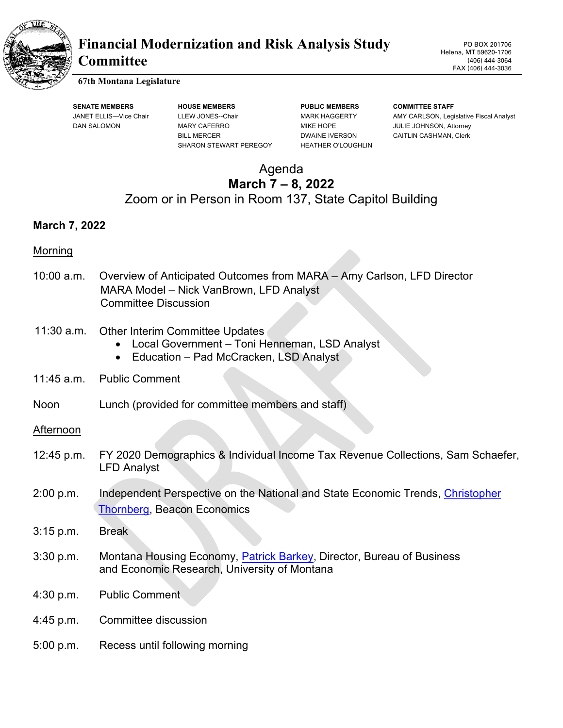# Financial Modernization and Risk Analysis Study Committee

**67th Montana Legislature**

PO BOX 201706
Helena, MT 59620-1706
(406) 444-3064
FAX (406) 444-3036

| SENATE MEMBERS | HOUSE MEMBERS | PUBLIC MEMBERS | COMMITTEE STAFF |
|---|---|---|---|
| JANET ELLIS—Vice Chair | LLEW JONES--Chair | MARK HAGGERTY | AMY CARLSON, Legislative Fiscal Analyst |
| DAN SALOMON | MARY CAFERRO | MIKE HOPE | JULIE JOHNSON, Attorney |
| | BILL MERCER | DWAINE IVERSON | CAITLIN CASHMAN, Clerk |
| | SHARON STEWART PEREGOY | HEATHER O'LOUGHLIN | |

Agenda
**March 7 – 8, 2022**
Zoom or in Person in Room 137, State Capitol Building

**March 7, 2022**

Morning

10:00 a.m. Overview of Anticipated Outcomes from MARA – Amy Carlson, LFD Director
MARA Model – Nick VanBrown, LFD Analyst
Committee Discussion

11:30 a.m. Other Interim Committee Updates
- Local Government – Toni Henneman, LSD Analyst
- Education – Pad McCracken, LSD Analyst

11:45 a.m. Public Comment

Noon Lunch (provided for committee members and staff)

Afternoon

12:45 p.m. FY 2020 Demographics & Individual Income Tax Revenue Collections, Sam Schaefer, LFD Analyst

2:00 p.m. Independent Perspective on the National and State Economic Trends, Christopher Thornberg, Beacon Economics

3:15 p.m. Break

3:30 p.m. Montana Housing Economy, Patrick Barkey, Director, Bureau of Business and Economic Research, University of Montana

4:30 p.m. Public Comment

4:45 p.m. Committee discussion

5:00 p.m. Recess until following morning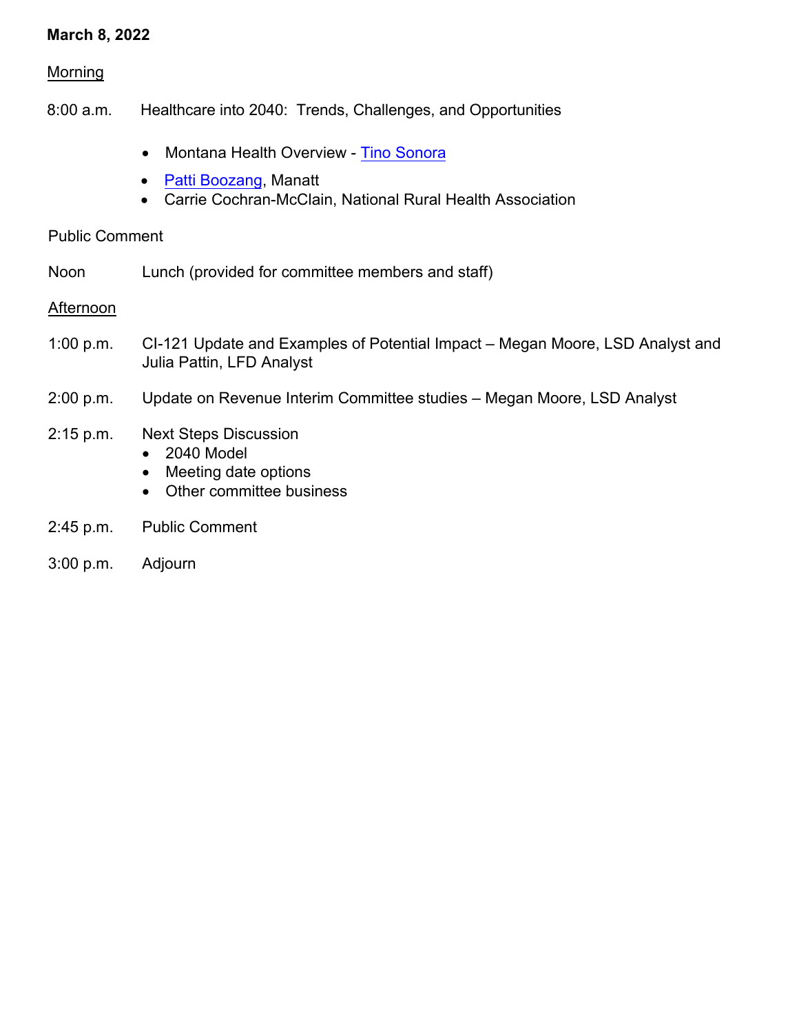**March 8, 2022**

<u>Morning</u>

8:00 a.m. Healthcare into 2040: Trends, Challenges, and Opportunities

- Montana Health Overview - Tino Sonora
- Patti Boozang, Manatt
- Carrie Cochran-McClain, National Rural Health Association

Public Comment

Noon Lunch (provided for committee members and staff)

<u>Afternoon</u>

1:00 p.m. CI-121 Update and Examples of Potential Impact – Megan Moore, LSD Analyst and Julia Pattin, LFD Analyst

2:00 p.m. Update on Revenue Interim Committee studies – Megan Moore, LSD Analyst

2:15 p.m. Next Steps Discussion

- 2040 Model
- Meeting date options
- Other committee business

2:45 p.m. Public Comment

3:00 p.m. Adjourn